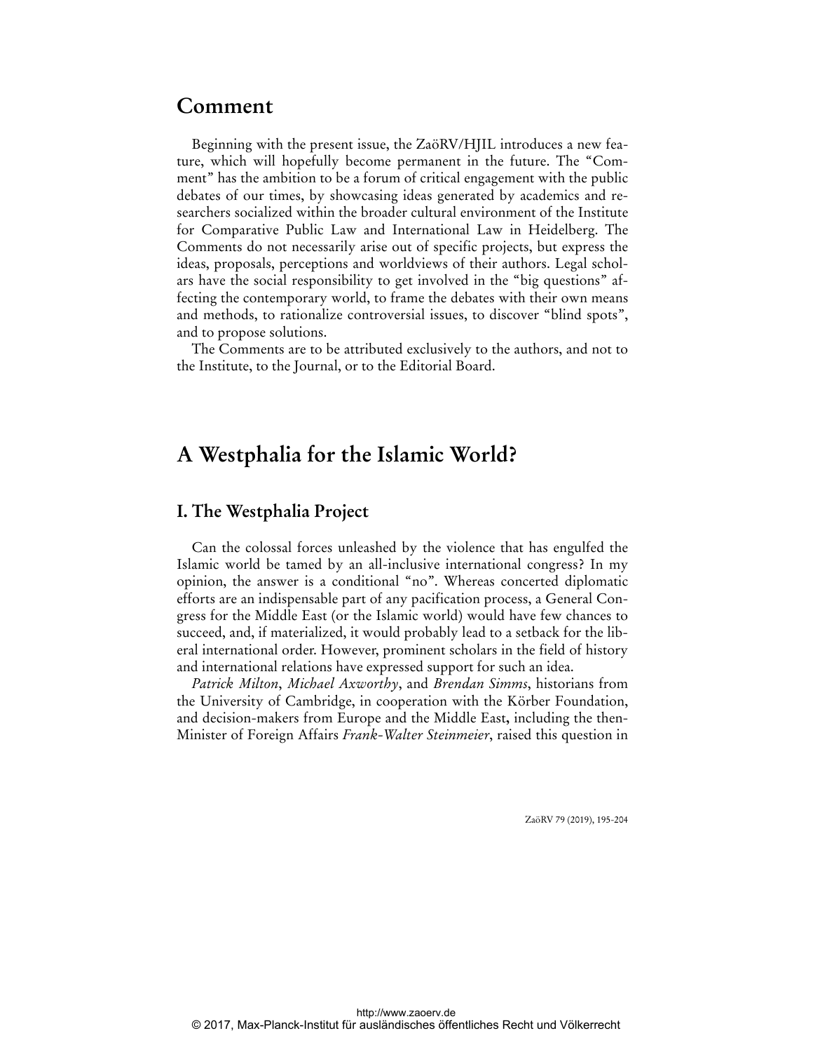## Comment

Beginning with the present issue, the ZaöRV/HJIL introduces a new feature, which will hopefully become permanent in the future. The "Comment" has the ambition to be a forum of critical engagement with the public debates of our times, by showcasing ideas generated by academics and researchers socialized within the broader cultural environment of the Institute for Comparative Public Law and International Law in Heidelberg. The Comments do not necessarily arise out of specific projects, but express the ideas, proposals, perceptions and worldviews of their authors. Legal scholars have the social responsibility to get involved in the "big questions" affecting the contemporary world, to frame the debates with their own means and methods, to rationalize controversial issues, to discover "blind spots", and to propose solutions.

The Comments are to be attributed exclusively to the authors, and not to the Institute, to the Journal, or to the Editorial Board.

# A Westphalia for the Islamic World?

## I. The Westphalia Project

Can the colossal forces unleashed by the violence that has engulfed the Islamic world be tamed by an all-inclusive international congress? In my opinion, the answer is a conditional "no". Whereas concerted diplomatic efforts are an indispensable part of any pacification process, a General Congress for the Middle East (or the Islamic world) would have few chances to succeed, and, if materialized, it would probably lead to a setback for the liberal international order. However, prominent scholars in the field of history and international relations have expressed support for such an idea.

*Patrick Milton*, *Michael Axworthy*, and *Brendan Simms*, historians from the University of Cambridge, in cooperation with the Körber Foundation, and decision-makers from Europe and the Middle East, including the then-Minister of Foreign Affairs *Frank-Walter Steinmeier*, raised this question in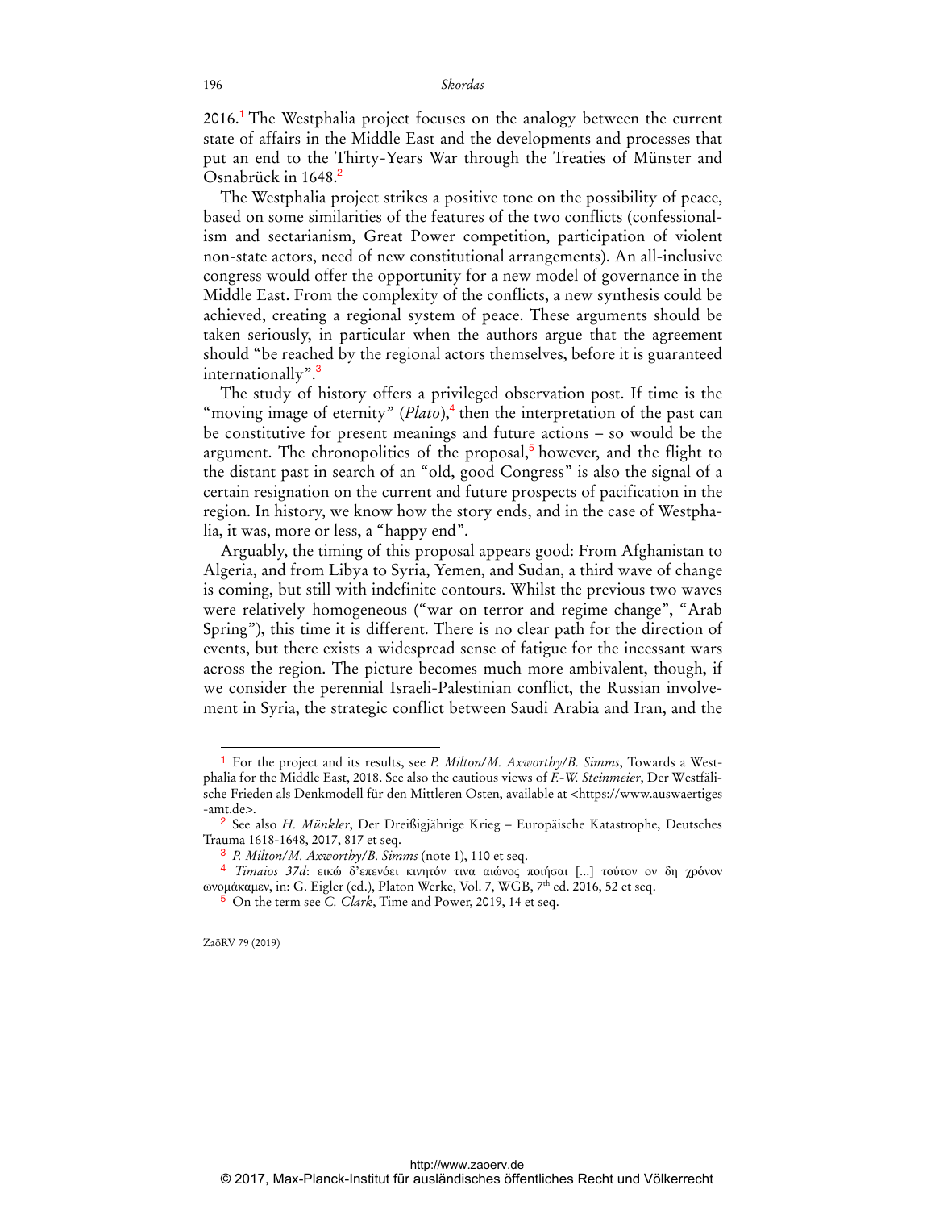2016.[1] The Westphalia project focuses on the analogy between the current state of affairs in the Middle East and the developments and processes that put an end to the Thirty-Years War through the Treaties of Münster and Osnabrück in 1648.[2]

The Westphalia project strikes a positive tone on the possibility of peace, based on some similarities of the features of the two conflicts (confessionalism and sectarianism, Great Power competition, participation of violent non-state actors, need of new constitutional arrangements). An all-inclusive congress would offer the opportunity for a new model of governance in the Middle East. From the complexity of the conflicts, a new synthesis could be achieved, creating a regional system of peace. These arguments should be taken seriously, in particular when the authors argue that the agreement should "be reached by the regional actors themselves, before it is guaranteed internationally".[3]

The study of history offers a privileged observation post. If time is the "moving image of eternity" (*Plato*),[4] then the interpretation of the past can be constitutive for present meanings and future actions – so would be the argument. The chronopolitics of the proposal,[5] however, and the flight to the distant past in search of an "old, good Congress" is also the signal of a certain resignation on the current and future prospects of pacification in the region. In history, we know how the story ends, and in the case of Westphalia, it was, more or less, a "happy end".

Arguably, the timing of this proposal appears good: From Afghanistan to Algeria, and from Libya to Syria, Yemen, and Sudan, a third wave of change is coming, but still with indefinite contours. Whilst the previous two waves were relatively homogeneous ("war on terror and regime change", "Arab Spring"), this time it is different. There is no clear path for the direction of events, but there exists a widespread sense of fatigue for the incessant wars across the region. The picture becomes much more ambivalent, though, if we consider the perennial Israeli-Palestinian conflict, the Russian involvement in Syria, the strategic conflict between Saudi Arabia and Iran, and the

---

[1] For the project and its results, see *P. Milton/M. Axworthy/B. Simms*, Towards a Westphalia for the Middle East, 2018. See also the cautious views of *F.-W. Steinmeier*, Der Westfälische Frieden als Denkmodell für den Mittleren Osten, available at <https://www.auswaertiges-amt.de>.

[2] See also *H. Münkler*, Der Dreißigjährige Krieg – Europäische Katastrophe, Deutsches Trauma 1618-1648, 2017, 817 et seq.

[3] *P. Milton/M. Axworthy/B. Simms* (note 1), 110 et seq.

[4] *Timaios 37d*: εικώ δ'επενόει κινητόν τινα αιώνος ποιήσαι [...] τούτον ον δη χρόνον ωνομάκαμεν, in: G. Eigler (ed.), Platon Werke, Vol. 7, WGB, 7th ed. 2016, 52 et seq.

[5] On the term see *C. Clark*, Time and Power, 2019, 14 et seq.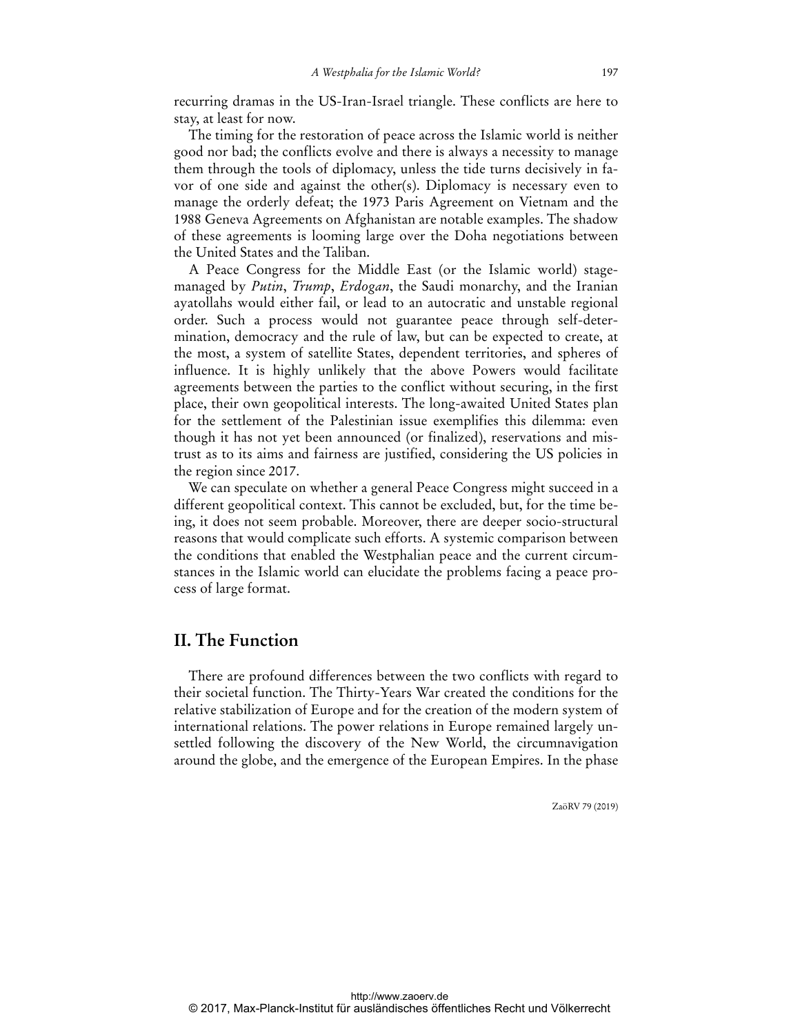recurring dramas in the US-Iran-Israel triangle. These conflicts are here to stay, at least for now.

The timing for the restoration of peace across the Islamic world is neither good nor bad; the conflicts evolve and there is always a necessity to manage them through the tools of diplomacy, unless the tide turns decisively in favor of one side and against the other(s). Diplomacy is necessary even to manage the orderly defeat; the 1973 Paris Agreement on Vietnam and the 1988 Geneva Agreements on Afghanistan are notable examples. The shadow of these agreements is looming large over the Doha negotiations between the United States and the Taliban.

A Peace Congress for the Middle East (or the Islamic world) stage-managed by *Putin*, *Trump*, *Erdogan*, the Saudi monarchy, and the Iranian ayatollahs would either fail, or lead to an autocratic and unstable regional order. Such a process would not guarantee peace through self-determination, democracy and the rule of law, but can be expected to create, at the most, a system of satellite States, dependent territories, and spheres of influence. It is highly unlikely that the above Powers would facilitate agreements between the parties to the conflict without securing, in the first place, their own geopolitical interests. The long-awaited United States plan for the settlement of the Palestinian issue exemplifies this dilemma: even though it has not yet been announced (or finalized), reservations and mistrust as to its aims and fairness are justified, considering the US policies in the region since 2017.

We can speculate on whether a general Peace Congress might succeed in a different geopolitical context. This cannot be excluded, but, for the time being, it does not seem probable. Moreover, there are deeper socio-structural reasons that would complicate such efforts. A systemic comparison between the conditions that enabled the Westphalian peace and the current circumstances in the Islamic world can elucidate the problems facing a peace process of large format.

## II. The Function

There are profound differences between the two conflicts with regard to their societal function. The Thirty-Years War created the conditions for the relative stabilization of Europe and for the creation of the modern system of international relations. The power relations in Europe remained largely unsettled following the discovery of the New World, the circumnavigation around the globe, and the emergence of the European Empires. In the phase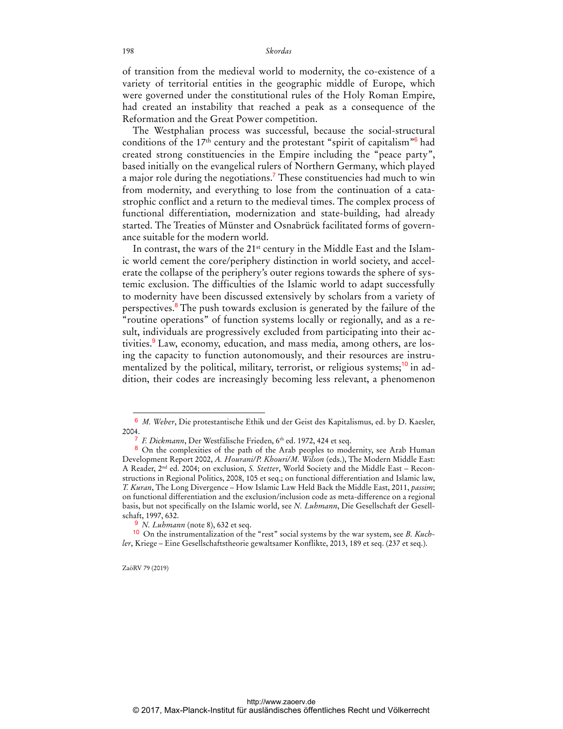of transition from the medieval world to modernity, the co-existence of a variety of territorial entities in the geographic middle of Europe, which were governed under the constitutional rules of the Holy Roman Empire, had created an instability that reached a peak as a consequence of the Reformation and the Great Power competition.

The Westphalian process was successful, because the social-structural conditions of the 17th century and the protestant "spirit of capitalism"[6] had created strong constituencies in the Empire including the "peace party", based initially on the evangelical rulers of Northern Germany, which played a major role during the negotiations.[7] These constituencies had much to win from modernity, and everything to lose from the continuation of a catastrophic conflict and a return to the medieval times. The complex process of functional differentiation, modernization and state-building, had already started. The Treaties of Münster and Osnabrück facilitated forms of governance suitable for the modern world.

In contrast, the wars of the 21st century in the Middle East and the Islamic world cement the core/periphery distinction in world society, and accelerate the collapse of the periphery's outer regions towards the sphere of systemic exclusion. The difficulties of the Islamic world to adapt successfully to modernity have been discussed extensively by scholars from a variety of perspectives.[8] The push towards exclusion is generated by the failure of the "routine operations" of function systems locally or regionally, and as a result, individuals are progressively excluded from participating into their activities.[9] Law, economy, education, and mass media, among others, are losing the capacity to function autonomously, and their resources are instrumentalized by the political, military, terrorist, or religious systems;[10] in addition, their codes are increasingly becoming less relevant, a phenomenon

---

[6] *M. Weber*, Die protestantische Ethik und der Geist des Kapitalismus, ed. by D. Kaesler, 2004.

[7] *F. Dickmann*, Der Westfälische Frieden, 6th ed. 1972, 424 et seq.

[8] On the complexities of the path of the Arab peoples to modernity, see Arab Human Development Report 2002, *A. Hourani/P. Khouri/M. Wilson* (eds.), The Modern Middle East: A Reader, 2nd ed. 2004; on exclusion, *S. Stetter*, World Society and the Middle East – Reconstructions in Regional Politics, 2008, 105 et seq.; on functional differentiation and Islamic law, *T. Kuran*, The Long Divergence – How Islamic Law Held Back the Middle East, 2011, *passim*; on functional differentiation and the exclusion/inclusion code as meta-difference on a regional basis, but not specifically on the Islamic world, see *N. Luhmann*, Die Gesellschaft der Gesellschaft, 1997, 632.

[9] *N. Luhmann* (note 8), 632 et seq.

[10] On the instrumentalization of the "rest" social systems by the war system, see *B. Kuchler*, Kriege – Eine Gesellschaftstheorie gewaltsamer Konflikte, 2013, 189 et seq. (237 et seq.).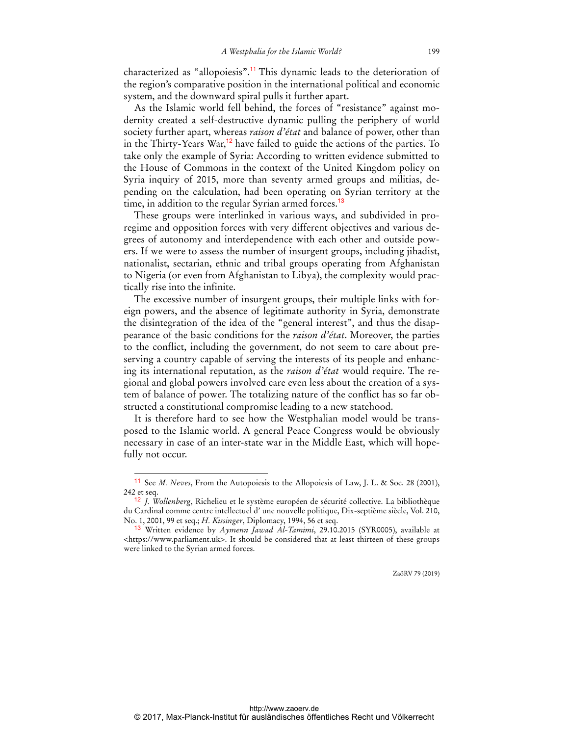characterized as "allopoiesis".[11] This dynamic leads to the deterioration of the region's comparative position in the international political and economic system, and the downward spiral pulls it further apart.

As the Islamic world fell behind, the forces of "resistance" against modernity created a self-destructive dynamic pulling the periphery of world society further apart, whereas *raison d'état* and balance of power, other than in the Thirty-Years War,[12] have failed to guide the actions of the parties. To take only the example of Syria: According to written evidence submitted to the House of Commons in the context of the United Kingdom policy on Syria inquiry of 2015, more than seventy armed groups and militias, depending on the calculation, had been operating on Syrian territory at the time, in addition to the regular Syrian armed forces.[13]

These groups were interlinked in various ways, and subdivided in pro-regime and opposition forces with very different objectives and various degrees of autonomy and interdependence with each other and outside powers. If we were to assess the number of insurgent groups, including jihadist, nationalist, sectarian, ethnic and tribal groups operating from Afghanistan to Nigeria (or even from Afghanistan to Libya), the complexity would practically rise into the infinite.

The excessive number of insurgent groups, their multiple links with foreign powers, and the absence of legitimate authority in Syria, demonstrate the disintegration of the idea of the "general interest", and thus the disappearance of the basic conditions for the *raison d'état*. Moreover, the parties to the conflict, including the government, do not seem to care about preserving a country capable of serving the interests of its people and enhancing its international reputation, as the *raison d'état* would require. The regional and global powers involved care even less about the creation of a system of balance of power. The totalizing nature of the conflict has so far obstructed a constitutional compromise leading to a new statehood.

It is therefore hard to see how the Westphalian model would be transposed to the Islamic world. A general Peace Congress would be obviously necessary in case of an inter-state war in the Middle East, which will hopefully not occur.

---

[11] See *M. Neves*, From the Autopoiesis to the Allopoiesis of Law, J. L. & Soc. 28 (2001), 242 et seq.

[12] *J. Wollenberg*, Richelieu et le système européen de sécurité collective. La bibliothèque du Cardinal comme centre intellectuel d' une nouvelle politique, Dix-septième siècle, Vol. 210, No. 1, 2001, 99 et seq.; *H. Kissinger*, Diplomacy, 1994, 56 et seq.

[13] Written evidence by *Aymenn Jawad Al-Tamimi*, 29.10.2015 (SYR0005), available at <https://www.parliament.uk>. It should be considered that at least thirteen of these groups were linked to the Syrian armed forces.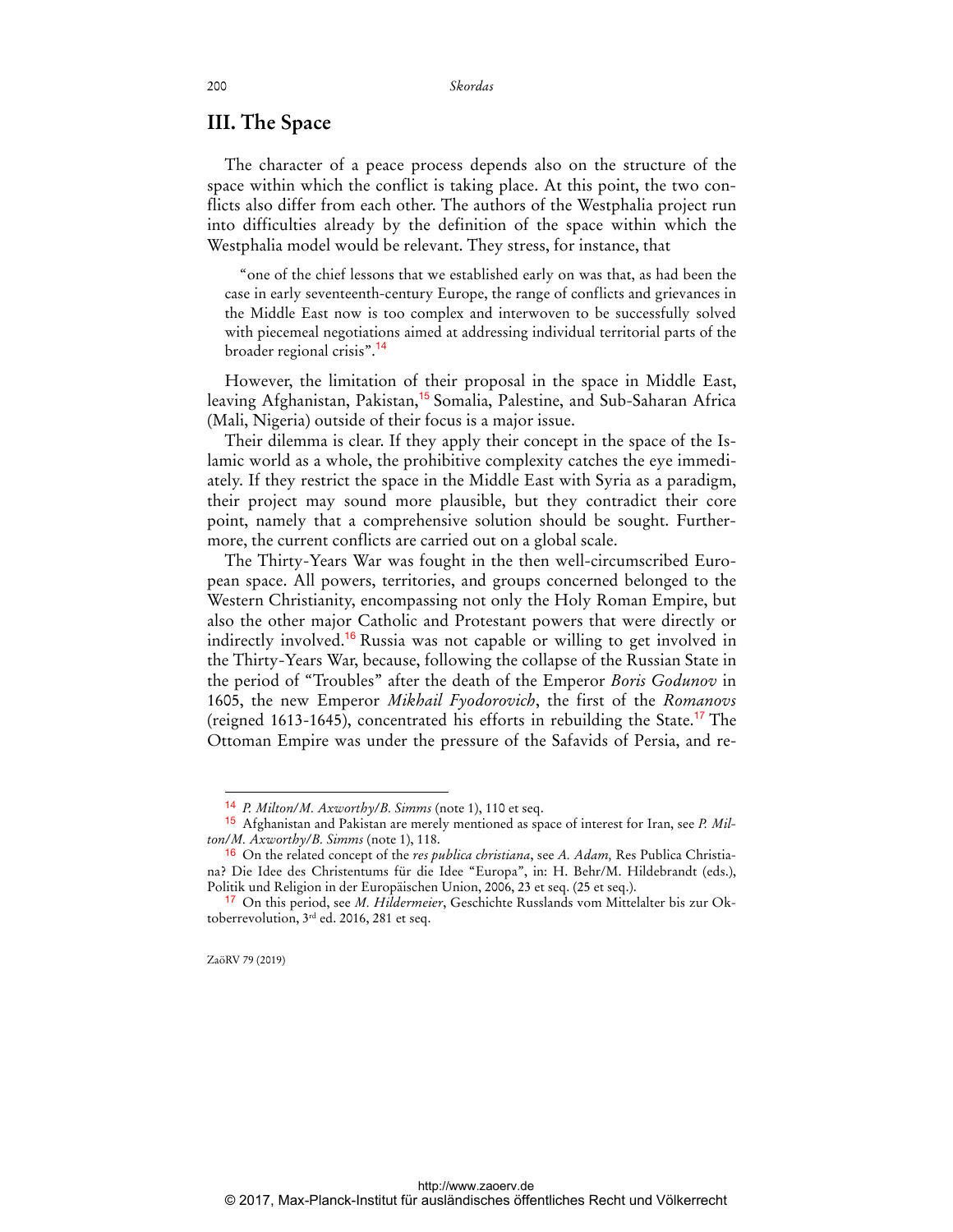## III. The Space

The character of a peace process depends also on the structure of the space within which the conflict is taking place. At this point, the two conflicts also differ from each other. The authors of the Westphalia project run into difficulties already by the definition of the space within which the Westphalia model would be relevant. They stress, for instance, that

> "one of the chief lessons that we established early on was that, as had been the case in early seventeenth-century Europe, the range of conflicts and grievances in the Middle East now is too complex and interwoven to be successfully solved with piecemeal negotiations aimed at addressing individual territorial parts of the broader regional crisis".[14]

However, the limitation of their proposal in the space in Middle East, leaving Afghanistan, Pakistan,[15] Somalia, Palestine, and Sub-Saharan Africa (Mali, Nigeria) outside of their focus is a major issue.

Their dilemma is clear. If they apply their concept in the space of the Islamic world as a whole, the prohibitive complexity catches the eye immediately. If they restrict the space in the Middle East with Syria as a paradigm, their project may sound more plausible, but they contradict their core point, namely that a comprehensive solution should be sought. Furthermore, the current conflicts are carried out on a global scale.

The Thirty-Years War was fought in the then well-circumscribed European space. All powers, territories, and groups concerned belonged to the Western Christianity, encompassing not only the Holy Roman Empire, but also the other major Catholic and Protestant powers that were directly or indirectly involved.[16] Russia was not capable or willing to get involved in the Thirty-Years War, because, following the collapse of the Russian State in the period of "Troubles" after the death of the Emperor *Boris Godunov* in 1605, the new Emperor *Mikhail Fyodorovich*, the first of the *Romanovs* (reigned 1613-1645), concentrated his efforts in rebuilding the State.[17] The Ottoman Empire was under the pressure of the Safavids of Persia, and re-

---

[14] *P. Milton/M. Axworthy/B. Simms* (note 1), 110 et seq.

[15] Afghanistan and Pakistan are merely mentioned as space of interest for Iran, see *P. Milton/M. Axworthy/B. Simms* (note 1), 118.

[16] On the related concept of the *res publica christiana*, see *A. Adam,* Res Publica Christiana? Die Idee des Christentums für die Idee "Europa", in: H. Behr/M. Hildebrandt (eds.), Politik und Religion in der Europäischen Union, 2006, 23 et seq. (25 et seq.).

[17] On this period, see *M. Hildermeier*, Geschichte Russlands vom Mittelalter bis zur Oktoberrevolution, 3rd ed. 2016, 281 et seq.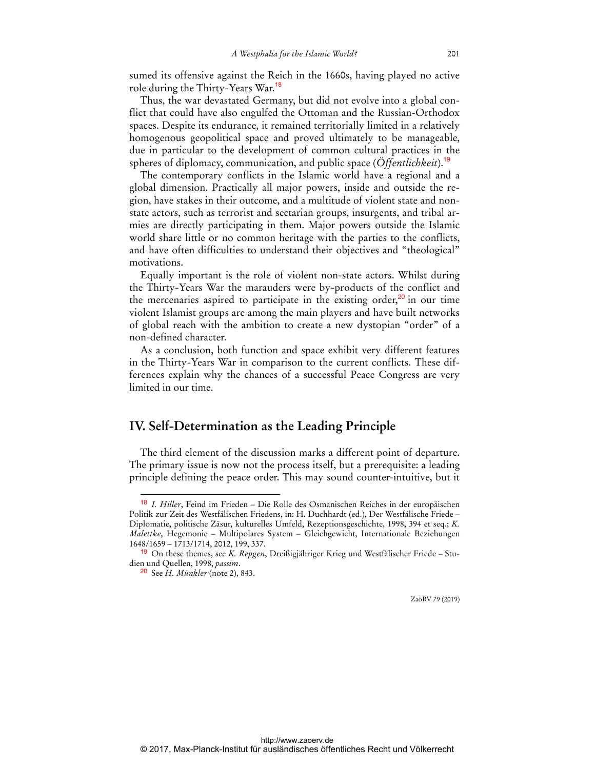sumed its offensive against the Reich in the 1660s, having played no active role during the Thirty-Years War.[18]

Thus, the war devastated Germany, but did not evolve into a global conflict that could have also engulfed the Ottoman and the Russian-Orthodox spaces. Despite its endurance, it remained territorially limited in a relatively homogenous geopolitical space and proved ultimately to be manageable, due in particular to the development of common cultural practices in the spheres of diplomacy, communication, and public space (*Öffentlichkeit*).[19]

The contemporary conflicts in the Islamic world have a regional and a global dimension. Practically all major powers, inside and outside the region, have stakes in their outcome, and a multitude of violent state and non-state actors, such as terrorist and sectarian groups, insurgents, and tribal armies are directly participating in them. Major powers outside the Islamic world share little or no common heritage with the parties to the conflicts, and have often difficulties to understand their objectives and "theological" motivations.

Equally important is the role of violent non-state actors. Whilst during the Thirty-Years War the marauders were by-products of the conflict and the mercenaries aspired to participate in the existing order,[20] in our time violent Islamist groups are among the main players and have built networks of global reach with the ambition to create a new dystopian "order" of a non-defined character.

As a conclusion, both function and space exhibit very different features in the Thirty-Years War in comparison to the current conflicts. These differences explain why the chances of a successful Peace Congress are very limited in our time.

## IV. Self-Determination as the Leading Principle

The third element of the discussion marks a different point of departure. The primary issue is now not the process itself, but a prerequisite: a leading principle defining the peace order. This may sound counter-intuitive, but it

---

[18] *I. Hiller*, Feind im Frieden – Die Rolle des Osmanischen Reiches in der europäischen Politik zur Zeit des Westfälischen Friedens, in: H. Duchhardt (ed.), Der Westfälische Friede – Diplomatie, politische Zäsur, kulturelles Umfeld, Rezeptionsgeschichte, 1998, 394 et seq.; *K. Malettke*, Hegemonie – Multipolares System – Gleichgewicht, Internationale Beziehungen 1648/1659 – 1713/1714, 2012, 199, 337.

[19] On these themes, see *K. Repgen*, Dreißigjähriger Krieg und Westfälischer Friede – Studien und Quellen, 1998, *passim*.

[20] See *H. Münkler* (note 2), 843.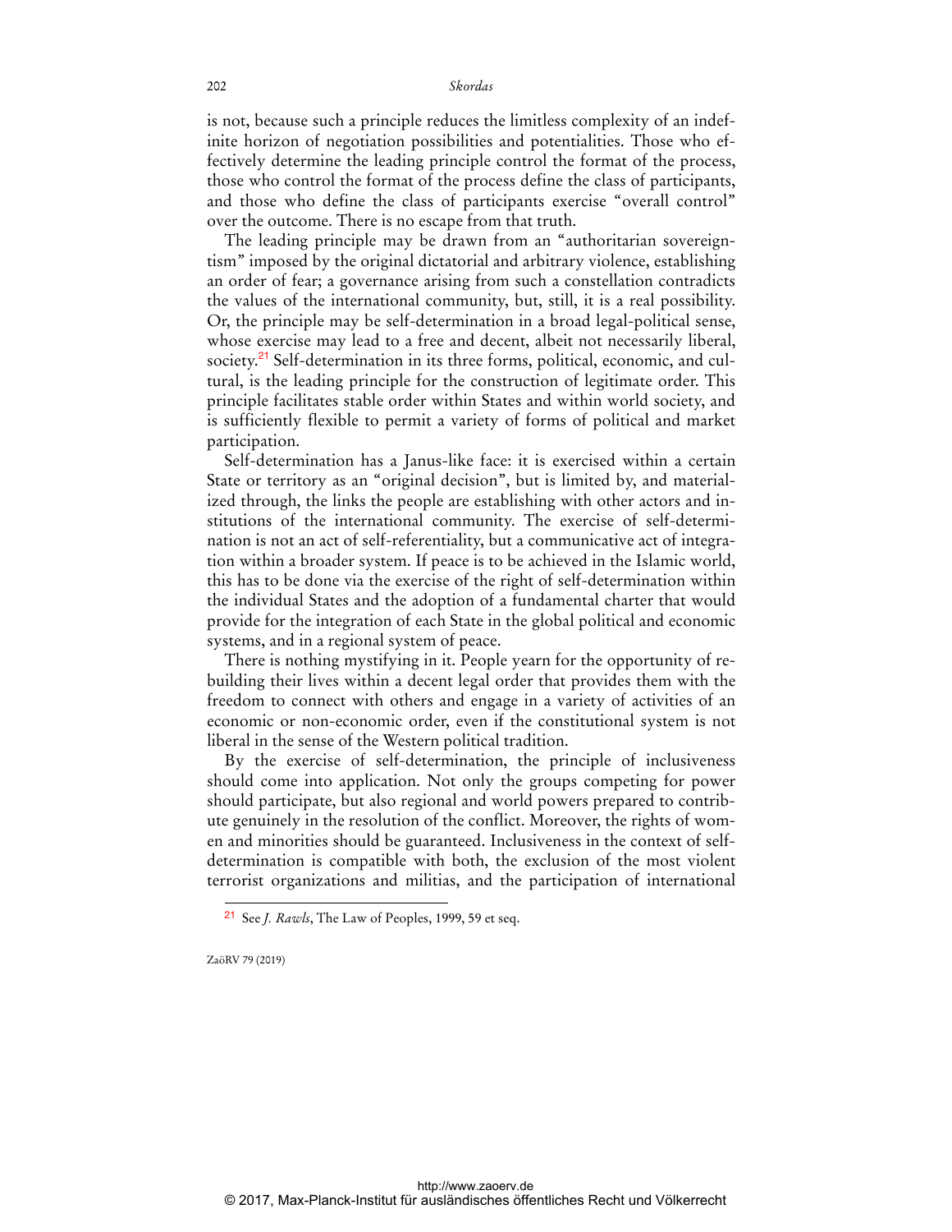is not, because such a principle reduces the limitless complexity of an indefinite horizon of negotiation possibilities and potentialities. Those who effectively determine the leading principle control the format of the process, those who control the format of the process define the class of participants, and those who define the class of participants exercise "overall control" over the outcome. There is no escape from that truth.

The leading principle may be drawn from an "authoritarian sovereigntism" imposed by the original dictatorial and arbitrary violence, establishing an order of fear; a governance arising from such a constellation contradicts the values of the international community, but, still, it is a real possibility. Or, the principle may be self-determination in a broad legal-political sense, whose exercise may lead to a free and decent, albeit not necessarily liberal, society.[21] Self-determination in its three forms, political, economic, and cultural, is the leading principle for the construction of legitimate order. This principle facilitates stable order within States and within world society, and is sufficiently flexible to permit a variety of forms of political and market participation.

Self-determination has a Janus-like face: it is exercised within a certain State or territory as an "original decision", but is limited by, and materialized through, the links the people are establishing with other actors and institutions of the international community. The exercise of self-determination is not an act of self-referentiality, but a communicative act of integration within a broader system. If peace is to be achieved in the Islamic world, this has to be done via the exercise of the right of self-determination within the individual States and the adoption of a fundamental charter that would provide for the integration of each State in the global political and economic systems, and in a regional system of peace.

There is nothing mystifying in it. People yearn for the opportunity of rebuilding their lives within a decent legal order that provides them with the freedom to connect with others and engage in a variety of activities of an economic or non-economic order, even if the constitutional system is not liberal in the sense of the Western political tradition.

By the exercise of self-determination, the principle of inclusiveness should come into application. Not only the groups competing for power should participate, but also regional and world powers prepared to contribute genuinely in the resolution of the conflict. Moreover, the rights of women and minorities should be guaranteed. Inclusiveness in the context of self-determination is compatible with both, the exclusion of the most violent terrorist organizations and militias, and the participation of international

---

[21] See *J. Rawls*, The Law of Peoples, 1999, 59 et seq.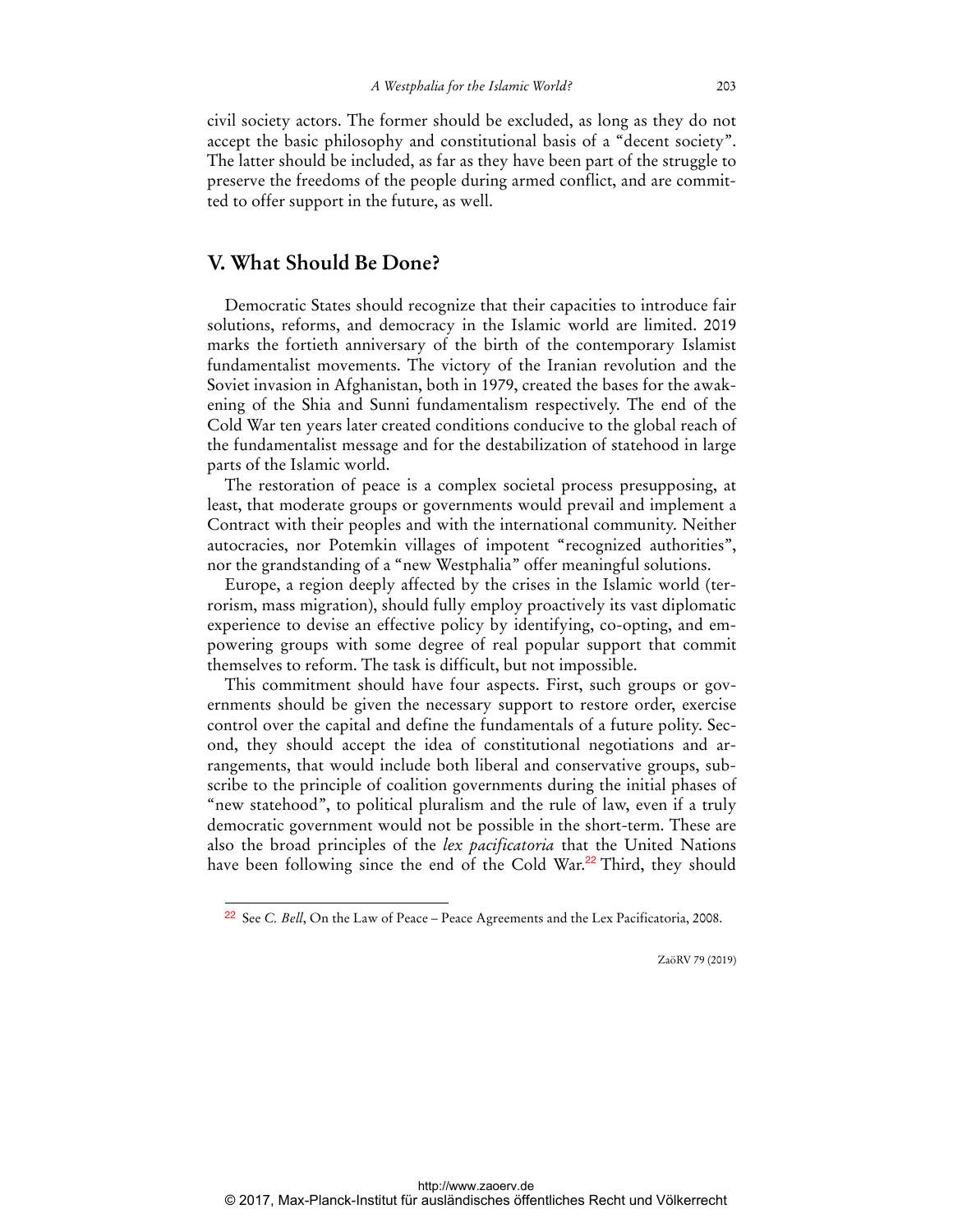civil society actors. The former should be excluded, as long as they do not accept the basic philosophy and constitutional basis of a "decent society". The latter should be included, as far as they have been part of the struggle to preserve the freedoms of the people during armed conflict, and are committed to offer support in the future, as well.

## V. What Should Be Done?

Democratic States should recognize that their capacities to introduce fair solutions, reforms, and democracy in the Islamic world are limited. 2019 marks the fortieth anniversary of the birth of the contemporary Islamist fundamentalist movements. The victory of the Iranian revolution and the Soviet invasion in Afghanistan, both in 1979, created the bases for the awakening of the Shia and Sunni fundamentalism respectively. The end of the Cold War ten years later created conditions conducive to the global reach of the fundamentalist message and for the destabilization of statehood in large parts of the Islamic world.

The restoration of peace is a complex societal process presupposing, at least, that moderate groups or governments would prevail and implement a Contract with their peoples and with the international community. Neither autocracies, nor Potemkin villages of impotent "recognized authorities", nor the grandstanding of a "new Westphalia" offer meaningful solutions.

Europe, a region deeply affected by the crises in the Islamic world (terrorism, mass migration), should fully employ proactively its vast diplomatic experience to devise an effective policy by identifying, co-opting, and empowering groups with some degree of real popular support that commit themselves to reform. The task is difficult, but not impossible.

This commitment should have four aspects. First, such groups or governments should be given the necessary support to restore order, exercise control over the capital and define the fundamentals of a future polity. Second, they should accept the idea of constitutional negotiations and arrangements, that would include both liberal and conservative groups, subscribe to the principle of coalition governments during the initial phases of "new statehood", to political pluralism and the rule of law, even if a truly democratic government would not be possible in the short-term. These are also the broad principles of the *lex pacificatoria* that the United Nations have been following since the end of the Cold War.[22] Third, they should

---

[22] See *C. Bell*, On the Law of Peace – Peace Agreements and the Lex Pacificatoria, 2008.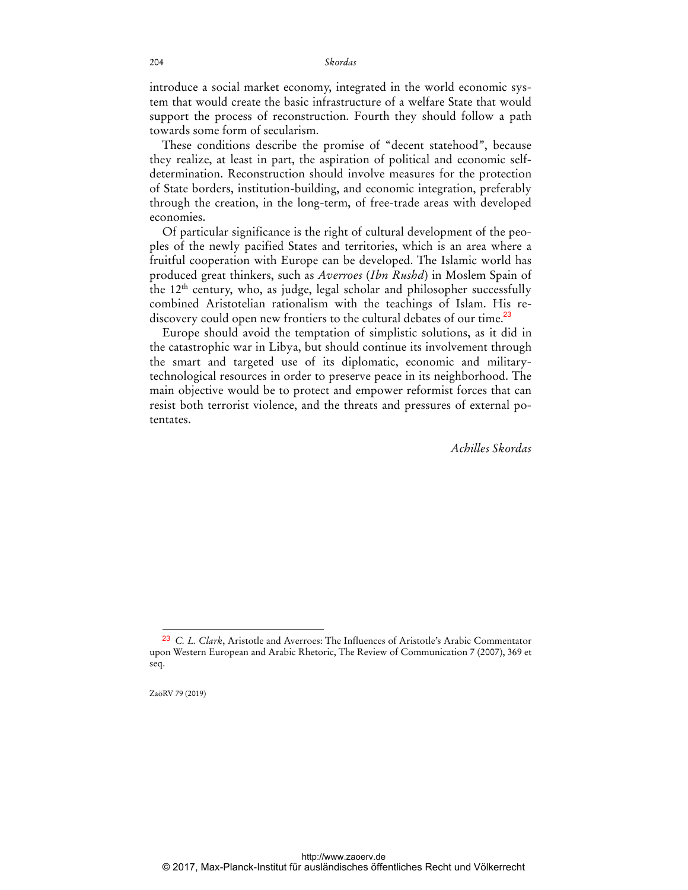introduce a social market economy, integrated in the world economic system that would create the basic infrastructure of a welfare State that would support the process of reconstruction. Fourth they should follow a path towards some form of secularism.

These conditions describe the promise of "decent statehood", because they realize, at least in part, the aspiration of political and economic self-determination. Reconstruction should involve measures for the protection of State borders, institution-building, and economic integration, preferably through the creation, in the long-term, of free-trade areas with developed economies.

Of particular significance is the right of cultural development of the peoples of the newly pacified States and territories, which is an area where a fruitful cooperation with Europe can be developed. The Islamic world has produced great thinkers, such as *Averroes* (*Ibn Rushd*) in Moslem Spain of the 12th century, who, as judge, legal scholar and philosopher successfully combined Aristotelian rationalism with the teachings of Islam. His rediscovery could open new frontiers to the cultural debates of our time.[23]

Europe should avoid the temptation of simplistic solutions, as it did in the catastrophic war in Libya, but should continue its involvement through the smart and targeted use of its diplomatic, economic and military-technological resources in order to preserve peace in its neighborhood. The main objective would be to protect and empower reformist forces that can resist both terrorist violence, and the threats and pressures of external potentates.

*Achilles Skordas*

---

[23] *C. L. Clark*, Aristotle and Averroes: The Influences of Aristotle's Arabic Commentator upon Western European and Arabic Rhetoric, The Review of Communication 7 (2007), 369 et seq.